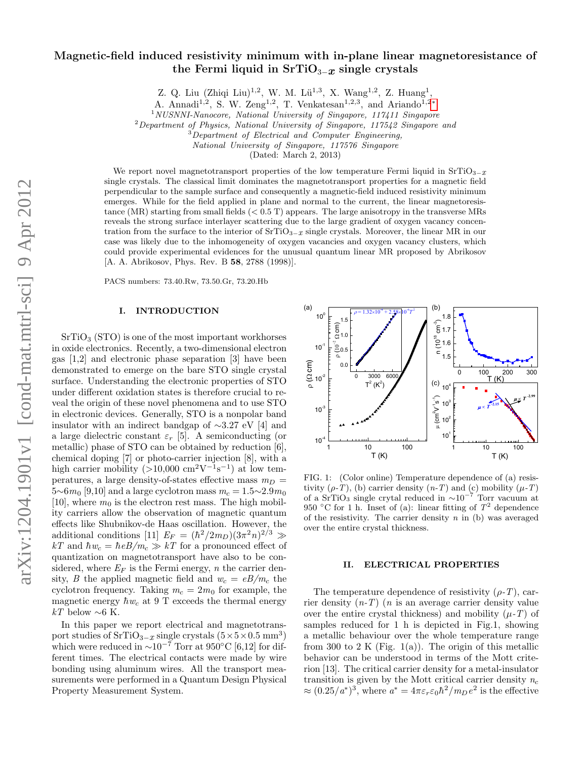# Magnetic-field induced resistivity minimum with in-plane linear magnetoresistance of the Fermi liquid in $SrTiO_{3-x}$ single crystals

Z. Q. Liu (Zhiqi Liu)[1,2], W. M. Lü[1,3], X. Wang[1,2], Z. Huang[1], A. Annadi[1,2], S. W. Zeng[1,2], T. Venkatesan[1,2,3], and Ariando[1,2*]

[1] *NUSNNI-Nanocore, National University of Singapore, 117411 Singapore*
[2] *Department of Physics, National University of Singapore, 117542 Singapore and*
[3] *Department of Electrical and Computer Engineering, National University of Singapore, 117576 Singapore*

(Dated: March 2, 2013)

We report novel magnetotransport properties of the low temperature Fermi liquid in $SrTiO_{3-x}$ single crystals. The classical limit dominates the magnetotransport properties for a magnetic field perpendicular to the sample surface and consequently a magnetic-field induced resistivity minimum emerges. While for the field applied in plane and normal to the current, the linear magnetoresistance (MR) starting from small fields (< 0.5 T) appears. The large anisotropy in the transverse MRs reveals the strong surface interlayer scattering due to the large gradient of oxygen vacancy concentration from the surface to the interior of $SrTiO_{3-x}$ single crystals. Moreover, the linear MR in our case was likely due to the inhomogeneity of oxygen vacancies and oxygen vacancy clusters, which could provide experimental evidences for the unusual quantum linear MR proposed by Abrikosov [A. A. Abrikosov, Phys. Rev. B **58**, 2788 (1998)].

PACS numbers: 73.40.Rw, 73.50.Gr, 73.20.Hb

## I. INTRODUCTION

$SrTiO_3$ (STO) is one of the most important workhorses in oxide electronics. Recently, a two-dimensional electron gas [1,2] and electronic phase separation [3] have been demonstrated to emerge on the bare STO single crystal surface. Understanding the electronic properties of STO under different oxidation states is therefore crucial to reveal the origin of these novel phenomena and to use STO in electronic devices. Generally, STO is a nonpolar band insulator with an indirect bandgap of ∼3.27 eV [4] and a large dielectric constant $\varepsilon_r$ [5]. A semiconducting (or metallic) phase of STO can be obtained by reduction [6], chemical doping [7] or photo-carrier injection [8], with a high carrier mobility (>10,000 $cm^2V^{-1}s^{-1}$) at low temperatures, a large density-of-states effective mass $m_D = 5{\sim}6m_0$ [9,10] and a large cyclotron mass $m_c = 1.5{\sim}2.9m_0$ [10], where $m_0$ is the electron rest mass. The high mobility carriers allow the observation of magnetic quantum effects like Shubnikov-de Haas oscillation. However, the additional conditions [11] $E_F = (\hbar^2/2m_D)(3\pi^2 n)^{2/3} \gg kT$ and $\hbar w_c = \hbar eB/m_c \gg kT$ for a pronounced effect of quantization on magnetotransport have also to be considered, where $E_F$ is the Fermi energy, $n$ the carrier density, $B$ the applied magnetic field and $w_c = eB/m_c$ the cyclotron frequency. Taking $m_c = 2m_0$ for example, the magnetic energy $\hbar w_c$ at 9 T exceeds the thermal energy $kT$ below ∼6 K.

In this paper we report electrical and magnetotransport studies of $SrTiO_{3-x}$ single crystals ($5\times5\times0.5$ $mm^3$) which were reduced in $\sim10^{-7}$ Torr at 950°C [6,12] for different times. The electrical contacts were made by wire bonding using aluminum wires. All the transport measurements were performed in a Quantum Design Physical Property Measurement System.

FIG. 1: (Color online) Temperature dependence of (a) resistivity ($\rho$-$T$), (b) carrier density ($n$-$T$) and (c) mobility ($\mu$-$T$) of a $SrTiO_3$ single crytal reduced in $\sim10^{-7}$ Torr vacuum at 950 °C for 1 h. Inset of (a): linear fitting of $T^2$ dependence of the resistivity. The carrier density $n$ in (b) was averaged over the entire crystal thickness.

## II. ELECTRICAL PROPERTIES

The temperature dependence of resistivity ($\rho$-$T$), carrier density ($n$-$T$) ($n$ is an average carrier density value over the entire crystal thickness) and mobility ($\mu$-$T$) of samples reduced for 1 h is depicted in Fig.1, showing a metallic behaviour over the whole temperature range from 300 to 2 K (Fig. 1(a)). The origin of this metallic behavior can be understood in terms of the Mott criterion [13]. The critical carrier density for a metal-insulator transition is given by the Mott critical carrier density $n_c \approx (0.25/a^*)^3$, where $a^* = 4\pi\varepsilon_r\varepsilon_0\hbar^2/m_D e^2$ is the effective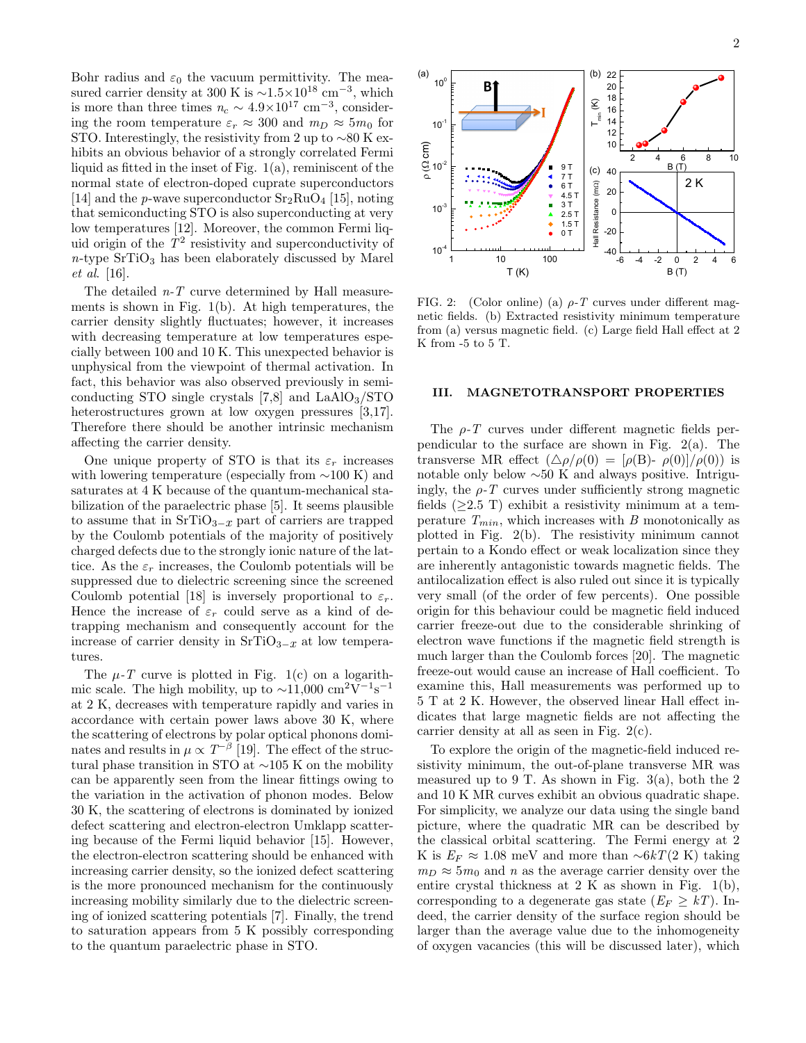Bohr radius and $\varepsilon_0$ the vacuum permittivity. The measured carrier density at 300 K is $\sim 1.5\times10^{18}$ cm$^{-3}$, which is more than three times $n_c \sim 4.9\times10^{17}$ cm$^{-3}$, considering the room temperature $\varepsilon_r \approx 300$ and $m_D \approx 5m_0$ for STO. Interestingly, the resistivity from 2 up to $\sim$80 K exhibits an obvious behavior of a strongly correlated Fermi liquid as fitted in the inset of Fig. 1(a), reminiscent of the normal state of electron-doped cuprate superconductors [14] and the $p$-wave superconductor $Sr_2RuO_4$ [15], noting that semiconducting STO is also superconducting at very low temperatures [12]. Moreover, the common Fermi liquid origin of the $T^2$ resistivity and superconductivity of $n$-type $SrTiO_3$ has been elaborately discussed by Marel *et al.* [16].

The detailed $n$-$T$ curve determined by Hall measurements is shown in Fig. 1(b). At high temperatures, the carrier density slightly fluctuates; however, it increases with decreasing temperature at low temperatures especially between 100 and 10 K. This unexpected behavior is unphysical from the viewpoint of thermal activation. In fact, this behavior was also observed previously in semiconducting STO single crystals [7,8] and $LaAlO_3$/STO heterostructures grown at low oxygen pressures [3,17]. Therefore there should be another intrinsic mechanism affecting the carrier density.

One unique property of STO is that its $\varepsilon_r$ increases with lowering temperature (especially from $\sim$100 K) and saturates at 4 K because of the quantum-mechanical stabilization of the paraelectric phase [5]. It seems plausible to assume that in $SrTiO_{3-x}$ part of carriers are trapped by the Coulomb potentials of the majority of positively charged defects due to the strongly ionic nature of the lattice. As the $\varepsilon_r$ increases, the Coulomb potentials will be suppressed due to dielectric screening since the screened Coulomb potential [18] is inversely proportional to $\varepsilon_r$. Hence the increase of $\varepsilon_r$ could serve as a kind of detrapping mechanism and consequently account for the increase of carrier density in $SrTiO_{3-x}$ at low temperatures.

The $\mu$-$T$ curve is plotted in Fig. 1(c) on a logarithmic scale. The high mobility, up to $\sim$11,000 cm$^2$V$^{-1}$s$^{-1}$ at 2 K, decreases with temperature rapidly and varies in accordance with certain power laws above 30 K, where the scattering of electrons by polar optical phonons dominates and results in $\mu \propto T^{-\beta}$ [19]. The effect of the structural phase transition in STO at $\sim$105 K on the mobility can be apparently seen from the linear fittings owing to the variation in the activation of phonon modes. Below 30 K, the scattering of electrons is dominated by ionized defect scattering and electron-electron Umklapp scattering because of the Fermi liquid behavior [15]. However, the electron-electron scattering should be enhanced with increasing carrier density, so the ionized defect scattering is the more pronounced mechanism for the continuously increasing mobility similarly due to the dielectric screening of ionized scattering potentials [7]. Finally, the trend to saturation appears from 5 K possibly corresponding to the quantum paraelectric phase in STO.

FIG. 2: (Color online) (a) $\rho$-$T$ curves under different magnetic fields. (b) Extracted resistivity minimum temperature from (a) versus magnetic field. (c) Large field Hall effect at 2 K from -5 to 5 T.

## III. MAGNETOTRANSPORT PROPERTIES

The $\rho$-$T$ curves under different magnetic fields perpendicular to the surface are shown in Fig. 2(a). The transverse MR effect ($\triangle\rho/\rho(0) = [\rho(B)- \rho(0)]/\rho(0)$) is notable only below $\sim$50 K and always positive. Intriguingly, the $\rho$-$T$ curves under sufficiently strong magnetic fields ($\geq$2.5 T) exhibit a resistivity minimum at a temperature $T_{min}$, which increases with $B$ monotonically as plotted in Fig. 2(b). The resistivity minimum cannot pertain to a Kondo effect or weak localization since they are inherently antagonistic towards magnetic fields. The antilocalization effect is also ruled out since it is typically very small (of the order of few percents). One possible origin for this behaviour could be magnetic field induced carrier freeze-out due to the considerable shrinking of electron wave functions if the magnetic field strength is much larger than the Coulomb forces [20]. The magnetic freeze-out would cause an increase of Hall coefficient. To examine this, Hall measurements was performed up to 5 T at 2 K. However, the observed linear Hall effect indicates that large magnetic fields are not affecting the carrier density at all as seen in Fig. 2(c).

To explore the origin of the magnetic-field induced resistivity minimum, the out-of-plane transverse MR was measured up to 9 T. As shown in Fig. 3(a), both the 2 and 10 K MR curves exhibit an obvious quadratic shape. For simplicity, we analyze our data using the single band picture, where the quadratic MR can be described by the classical orbital scattering. The Fermi energy at 2 K is $E_F \approx 1.08$ meV and more than $\sim 6kT$(2 K) taking $m_D \approx 5m_0$ and $n$ as the average carrier density over the entire crystal thickness at 2 K as shown in Fig. 1(b), corresponding to a degenerate gas state ($E_F \geq kT$). Indeed, the carrier density of the surface region should be larger than the average value due to the inhomogeneity of oxygen vacancies (this will be discussed later), which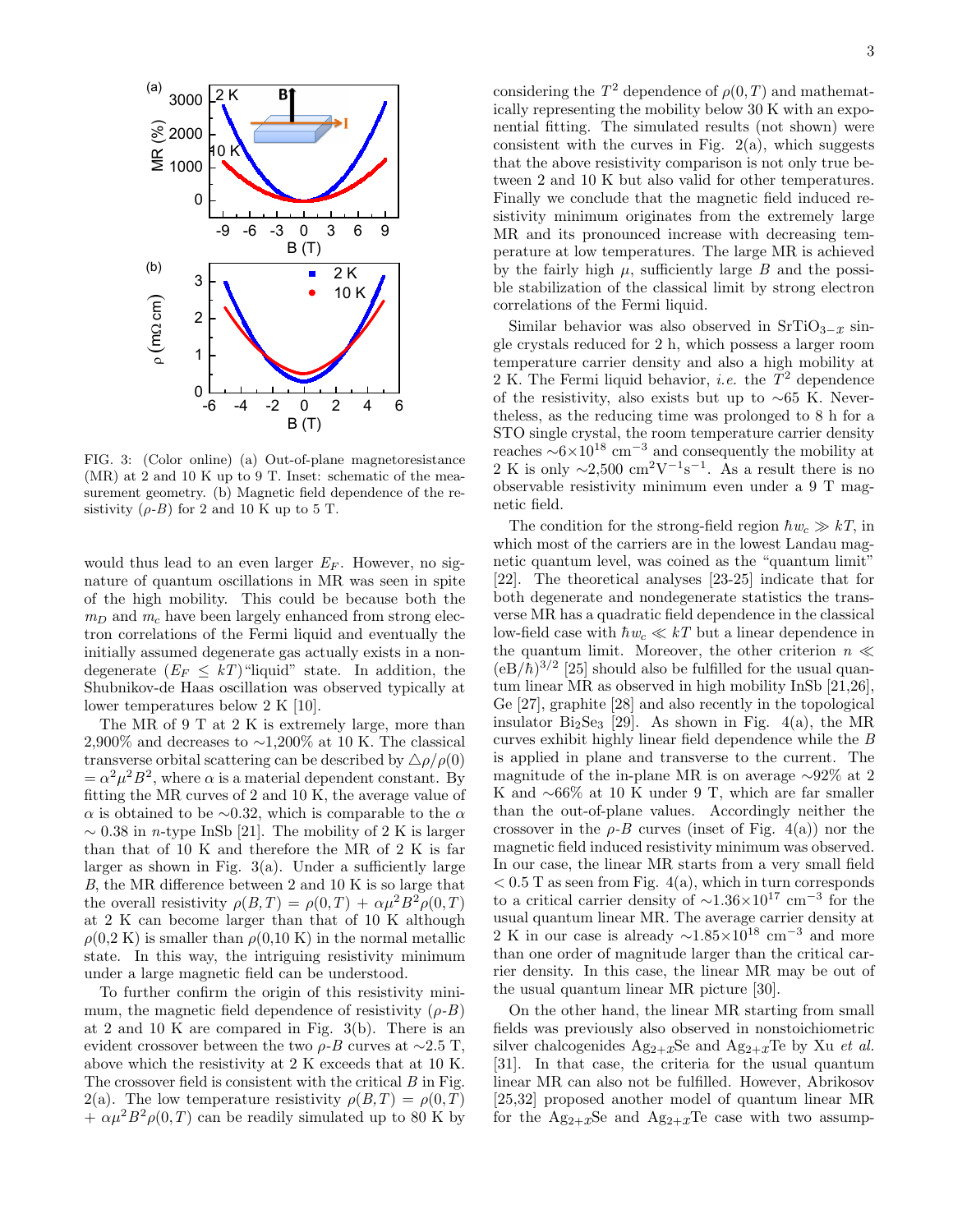FIG. 3: (Color online) (a) Out-of-plane magnetoresistance (MR) at 2 and 10 K up to 9 T. Inset: schematic of the measurement geometry. (b) Magnetic field dependence of the resistivity ($\rho$-$B$) for 2 and 10 K up to 5 T.

would thus lead to an even larger $E_F$. However, no signature of quantum oscillations in MR was seen in spite of the high mobility. This could be because both the $m_D$ and $m_c$ have been largely enhanced from strong electron correlations of the Fermi liquid and eventually the initially assumed degenerate gas actually exists in a nondegenerate ($E_F \leq kT$)"liquid" state. In addition, the Shubnikov-de Haas oscillation was observed typically at lower temperatures below 2 K [10].

The MR of 9 T at 2 K is extremely large, more than 2,900% and decreases to ~1,200% at 10 K. The classical transverse orbital scattering can be described by $\triangle\rho/\rho(0) = \alpha^2\mu^2B^2$, where $\alpha$ is a material dependent constant. By fitting the MR curves of 2 and 10 K, the average value of $\alpha$ is obtained to be ~0.32, which is comparable to the $\alpha$ ~ 0.38 in *n*-type InSb [21]. The mobility of 2 K is larger than that of 10 K and therefore the MR of 2 K is far larger as shown in Fig. 3(a). Under a sufficiently large $B$, the MR difference between 2 and 10 K is so large that the overall resistivity $\rho(B,T) = \rho(0,T) + \alpha\mu^2B^2\rho(0,T)$ at 2 K can become larger than that of 10 K although $\rho(0,2\text{ K})$ is smaller than $\rho(0,10\text{ K})$ in the normal metallic state. In this way, the intriguing resistivity minimum under a large magnetic field can be understood.

To further confirm the origin of this resistivity minimum, the magnetic field dependence of resistivity ($\rho$-$B$) at 2 and 10 K are compared in Fig. 3(b). There is an evident crossover between the two $\rho$-$B$ curves at ~2.5 T, above which the resistivity at 2 K exceeds that at 10 K. The crossover field is consistent with the critical $B$ in Fig. 2(a). The low temperature resistivity $\rho(B,T) = \rho(0,T) + \alpha\mu^2B^2\rho(0,T)$ can be readily simulated up to 80 K by considering the $T^2$ dependence of $\rho(0,T)$ and mathematically representing the mobility below 30 K with an exponential fitting. The simulated results (not shown) were consistent with the curves in Fig. 2(a), which suggests that the above resistivity comparison is not only true between 2 and 10 K but also valid for other temperatures. Finally we conclude that the magnetic field induced resistivity minimum originates from the extremely large MR and its pronounced increase with decreasing temperature at low temperatures. The large MR is achieved by the fairly high $\mu$, sufficiently large $B$ and the possible stabilization of the classical limit by strong electron correlations of the Fermi liquid.

Similar behavior was also observed in $SrTiO_{3-x}$ single crystals reduced for 2 h, which possess a larger room temperature carrier density and also a high mobility at 2 K. The Fermi liquid behavior, *i.e.* the $T^2$ dependence of the resistivity, also exists but up to ~65 K. Nevertheless, as the reducing time was prolonged to 8 h for a STO single crystal, the room temperature carrier density reaches ~$6\times10^{18}$ cm$^{-3}$ and consequently the mobility at 2 K is only ~2,500 cm$^2$V$^{-1}$s$^{-1}$. As a result there is no observable resistivity minimum even under a 9 T magnetic field.

The condition for the strong-field region $\hbar w_c \gg kT$, in which most of the carriers are in the lowest Landau magnetic quantum level, was coined as the "quantum limit" [22]. The theoretical analyses [23-25] indicate that for both degenerate and nondegenerate statistics the transverse MR has a quadratic field dependence in the classical low-field case with $\hbar w_c \ll kT$ but a linear dependence in the quantum limit. Moreover, the other criterion $n \ll (eB/\hbar)^{3/2}$ [25] should also be fulfilled for the usual quantum linear MR as observed in high mobility InSb [21,26], Ge [27], graphite [28] and also recently in the topological insulator $Bi_2Se_3$ [29]. As shown in Fig. 4(a), the MR curves exhibit highly linear field dependence while the $B$ is applied in plane and transverse to the current. The magnitude of the in-plane MR is on average ~92% at 2 K and ~66% at 10 K under 9 T, which are far smaller than the out-of-plane values. Accordingly neither the crossover in the $\rho$-$B$ curves (inset of Fig. 4(a)) nor the magnetic field induced resistivity minimum was observed. In our case, the linear MR starts from a very small field < 0.5 T as seen from Fig. 4(a), which in turn corresponds to a critical carrier density of ~$1.36\times10^{17}$ cm$^{-3}$ for the usual quantum linear MR. The average carrier density at 2 K in our case is already ~$1.85\times10^{18}$ cm$^{-3}$ and more than one order of magnitude larger than the critical carrier density. In this case, the linear MR may be out of the usual quantum linear MR picture [30].

On the other hand, the linear MR starting from small fields was previously also observed in nonstoichiometric silver chalcogenides $Ag_{2+x}Se$ and $Ag_{2+x}Te$ by Xu *et al.* [31]. In that case, the criteria for the usual quantum linear MR can also not be fulfilled. However, Abrikosov [25,32] proposed another model of quantum linear MR for the $Ag_{2+x}Se$ and $Ag_{2+x}Te$ case with two assump-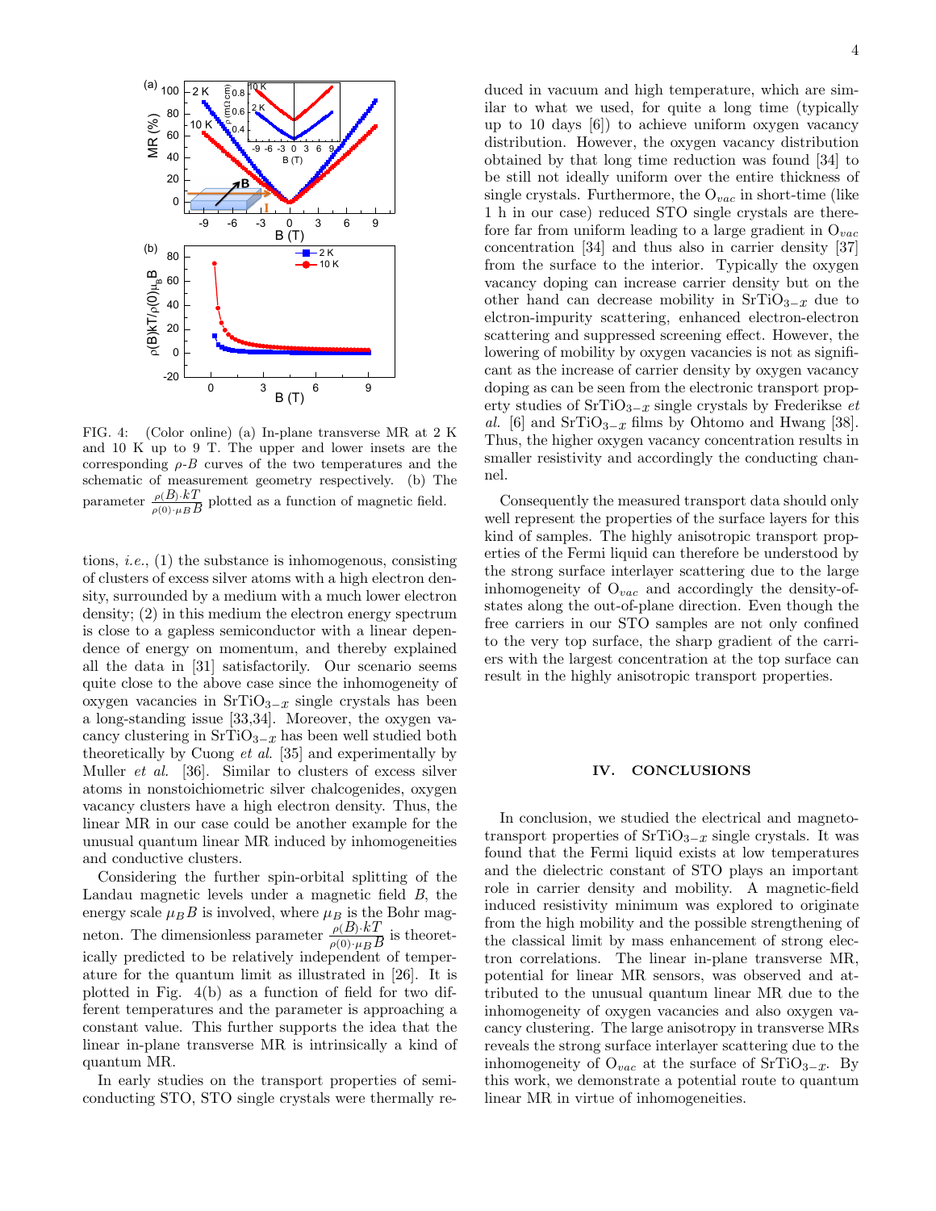FIG. 4: (Color online) (a) In-plane transverse MR at 2 K and 10 K up to 9 T. The upper and lower insets are the corresponding $\rho$-$B$ curves of the two temperatures and the schematic of measurement geometry respectively. (b) The parameter $\frac{\rho(B)\cdot kT}{\rho(0)\cdot \mu_B B}$ plotted as a function of magnetic field.

tions, *i.e.*, (1) the substance is inhomogenous, consisting of clusters of excess silver atoms with a high electron density, surrounded by a medium with a much lower electron density; (2) in this medium the electron energy spectrum is close to a gapless semiconductor with a linear dependence of energy on momentum, and thereby explained all the data in [31] satisfactorily. Our scenario seems quite close to the above case since the inhomogeneity of oxygen vacancies in $SrTiO_{3-x}$ single crystals has been a long-standing issue [33,34]. Moreover, the oxygen vacancy clustering in $SrTiO_{3-x}$ has been well studied both theoretically by Cuong *et al.* [35] and experimentally by Muller *et al.* [36]. Similar to clusters of excess silver atoms in nonstoichiometric silver chalcogenides, oxygen vacancy clusters have a high electron density. Thus, the linear MR in our case could be another example for the unusual quantum linear MR induced by inhomogeneities and conductive clusters.

Considering the further spin-orbital splitting of the Landau magnetic levels under a magnetic field $B$, the energy scale $\mu_B B$ is involved, where $\mu_B$ is the Bohr magneton. The dimensionless parameter $\frac{\rho(B)\cdot kT}{\rho(0)\cdot \mu_B B}$ is theoretically predicted to be relatively independent of temperature for the quantum limit as illustrated in [26]. It is plotted in Fig. 4(b) as a function of field for two different temperatures and the parameter is approaching a constant value. This further supports the idea that the linear in-plane transverse MR is intrinsically a kind of quantum MR.

In early studies on the transport properties of semiconducting STO, STO single crystals were thermally reduced in vacuum and high temperature, which are similar to what we used, for quite a long time (typically up to 10 days [6]) to achieve uniform oxygen vacancy distribution. However, the oxygen vacancy distribution obtained by that long time reduction was found [34] to be still not ideally uniform over the entire thickness of single crystals. Furthermore, the $O_{vac}$ in short-time (like 1 h in our case) reduced STO single crystals are therefore far from uniform leading to a large gradient in $O_{vac}$ concentration [34] and thus also in carrier density [37] from the surface to the interior. Typically the oxygen vacancy doping can increase carrier density but on the other hand can decrease mobility in $SrTiO_{3-x}$ due to elctron-impurity scattering, enhanced electron-electron scattering and suppressed screening effect. However, the lowering of mobility by oxygen vacancies is not as significant as the increase of carrier density by oxygen vacancy doping as can be seen from the electronic transport property studies of $SrTiO_{3-x}$ single crystals by Frederikse *et al.* [6] and $SrTiO_{3-x}$ films by Ohtomo and Hwang [38]. Thus, the higher oxygen vacancy concentration results in smaller resistivity and accordingly the conducting channel.

Consequently the measured transport data should only well represent the properties of the surface layers for this kind of samples. The highly anisotropic transport properties of the Fermi liquid can therefore be understood by the strong surface interlayer scattering due to the large inhomogeneity of $O_{vac}$ and accordingly the density-of-states along the out-of-plane direction. Even though the free carriers in our STO samples are not only confined to the very top surface, the sharp gradient of the carriers with the largest concentration at the top surface can result in the highly anisotropic transport properties.

## IV. CONCLUSIONS

In conclusion, we studied the electrical and magnetotransport properties of $SrTiO_{3-x}$ single crystals. It was found that the Fermi liquid exists at low temperatures and the dielectric constant of STO plays an important role in carrier density and mobility. A magnetic-field induced resistivity minimum was explored to originate from the high mobility and the possible strengthening of the classical limit by mass enhancement of strong electron correlations. The linear in-plane transverse MR, potential for linear MR sensors, was observed and attributed to the unusual quantum linear MR due to the inhomogeneity of oxygen vacancies and also oxygen vacancy clustering. The large anisotropy in transverse MRs reveals the strong surface interlayer scattering due to the inhomogeneity of $O_{vac}$ at the surface of $SrTiO_{3-x}$. By this work, we demonstrate a potential route to quantum linear MR in virtue of inhomogeneities.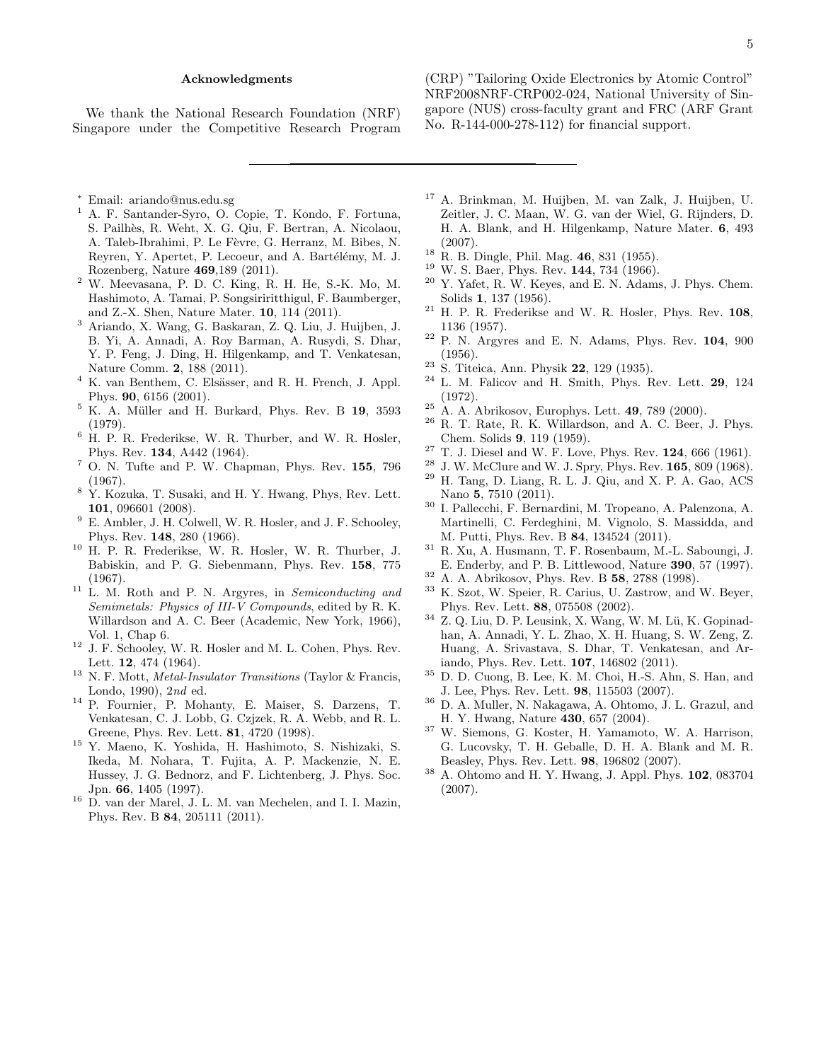### Acknowledgments

We thank the National Research Foundation (NRF) Singapore under the Competitive Research Program (CRP) "Tailoring Oxide Electronics by Atomic Control" NRF2008NRF-CRP002-024, National University of Singapore (NUS) cross-faculty grant and FRC (ARF Grant No. R-144-000-278-112) for financial support.

---

[*] Email: ariando@nus.edu.sg

[1] A. F. Santander-Syro, O. Copie, T. Kondo, F. Fortuna, S. Pailhès, R. Weht, X. G. Qiu, F. Bertran, A. Nicolaou, A. Taleb-Ibrahimi, P. Le Fèvre, G. Herranz, M. Bibes, N. Reyren, Y. Apertet, P. Lecoeur, and A. Bartélémy, M. J. Rozenberg, Nature **469**,189 (2011).

[2] W. Meevasana, P. D. C. King, R. H. He, S.-K. Mo, M. Hashimoto, A. Tamai, P. Songsiriritthigul, F. Baumberger, and Z.-X. Shen, Nature Mater. **10**, 114 (2011).

[3] Ariando, X. Wang, G. Baskaran, Z. Q. Liu, J. Huijben, J. B. Yi, A. Annadi, A. Roy Barman, A. Rusydi, S. Dhar, Y. P. Feng, J. Ding, H. Hilgenkamp, and T. Venkatesan, Nature Comm. **2**, 188 (2011).

[4] K. van Benthem, C. Elsässer, and R. H. French, J. Appl. Phys. **90**, 6156 (2001).

[5] K. A. Müller and H. Burkard, Phys. Rev. B **19**, 3593 (1979).

[6] H. P. R. Frederikse, W. R. Thurber, and W. R. Hosler, Phys. Rev. **134**, A442 (1964).

[7] O. N. Tufte and P. W. Chapman, Phys. Rev. **155**, 796 (1967).

[8] Y. Kozuka, T. Susaki, and H. Y. Hwang, Phys, Rev. Lett. **101**, 096601 (2008).

[9] E. Ambler, J. H. Colwell, W. R. Hosler, and J. F. Schooley, Phys. Rev. **148**, 280 (1966).

[10] H. P. R. Frederikse, W. R. Hosler, W. R. Thurber, J. Babiskin, and P. G. Siebenmann, Phys. Rev. **158**, 775 (1967).

[11] L. M. Roth and P. N. Argyres, in *Semiconducting and Semimetals: Physics of III-V Compounds*, edited by R. K. Willardson and A. C. Beer (Academic, New York, 1966), Vol. 1, Chap 6.

[12] J. F. Schooley, W. R. Hosler and M. L. Cohen, Phys. Rev. Lett. **12**, 474 (1964).

[13] N. F. Mott, *Metal-Insulator Transitions* (Taylor & Francis, Londo, 1990), 2*nd* ed.

[14] P. Fournier, P. Mohanty, E. Maiser, S. Darzens, T. Venkatesan, C. J. Lobb, G. Czjzek, R. A. Webb, and R. L. Greene, Phys. Rev. Lett. **81**, 4720 (1998).

[15] Y. Maeno, K. Yoshida, H. Hashimoto, S. Nishizaki, S. Ikeda, M. Nohara, T. Fujita, A. P. Mackenzie, N. E. Hussey, J. G. Bednorz, and F. Lichtenberg, J. Phys. Soc. Jpn. **66**, 1405 (1997).

[16] D. van der Marel, J. L. M. van Mechelen, and I. I. Mazin, Phys. Rev. B **84**, 205111 (2011).

[17] A. Brinkman, M. Huijben, M. van Zalk, J. Huijben, U. Zeitler, J. C. Maan, W. G. van der Wiel, G. Rijnders, D. H. A. Blank, and H. Hilgenkamp, Nature Mater. **6**, 493 (2007).

[18] R. B. Dingle, Phil. Mag. **46**, 831 (1955).

[19] W. S. Baer, Phys. Rev. **144**, 734 (1966).

[20] Y. Yafet, R. W. Keyes, and E. N. Adams, J. Phys. Chem. Solids **1**, 137 (1956).

[21] H. P. R. Frederikse and W. R. Hosler, Phys. Rev. **108**, 1136 (1957).

[22] P. N. Argyres and E. N. Adams, Phys. Rev. **104**, 900 (1956).

[23] S. Titeica, Ann. Physik **22**, 129 (1935).

[24] L. M. Falicov and H. Smith, Phys. Rev. Lett. **29**, 124 (1972).

[25] A. A. Abrikosov, Europhys. Lett. **49**, 789 (2000).

[26] R. T. Rate, R. K. Willardson, and A. C. Beer, J. Phys. Chem. Solids **9**, 119 (1959).

[27] T. J. Diesel and W. F. Love, Phys. Rev. **124**, 666 (1961).

[28] J. W. McClure and W. J. Spry, Phys. Rev. **165**, 809 (1968).

[29] H. Tang, D. Liang, R. L. J. Qiu, and X. P. A. Gao, ACS Nano **5**, 7510 (2011).

[30] I. Pallecchi, F. Bernardini, M. Tropeano, A. Palenzona, A. Martinelli, C. Ferdeghini, M. Vignolo, S. Massidda, and M. Putti, Phys. Rev. B **84**, 134524 (2011).

[31] R. Xu, A. Husmann, T. F. Rosenbaum, M.-L. Saboungi, J. E. Enderby, and P. B. Littlewood, Nature **390**, 57 (1997).

[32] A. A. Abrikosov, Phys. Rev. B **58**, 2788 (1998).

[33] K. Szot, W. Speier, R. Carius, U. Zastrow, and W. Beyer, Phys. Rev. Lett. **88**, 075508 (2002).

[34] Z. Q. Liu, D. P. Leusink, X. Wang, W. M. Lü, K. Gopinadhan, A. Annadi, Y. L. Zhao, X. H. Huang, S. W. Zeng, Z. Huang, A. Srivastava, S. Dhar, T. Venkatesan, and Ariando, Phys. Rev. Lett. **107**, 146802 (2011).

[35] D. D. Cuong, B. Lee, K. M. Choi, H.-S. Ahn, S. Han, and J. Lee, Phys. Rev. Lett. **98**, 115503 (2007).

[36] D. A. Muller, N. Nakagawa, A. Ohtomo, J. L. Grazul, and H. Y. Hwang, Nature **430**, 657 (2004).

[37] W. Siemons, G. Koster, H. Yamamoto, W. A. Harrison, G. Lucovsky, T. H. Geballe, D. H. A. Blank and M. R. Beasley, Phys. Rev. Lett. **98**, 196802 (2007).

[38] A. Ohtomo and H. Y. Hwang, J. Appl. Phys. **102**, 083704 (2007).